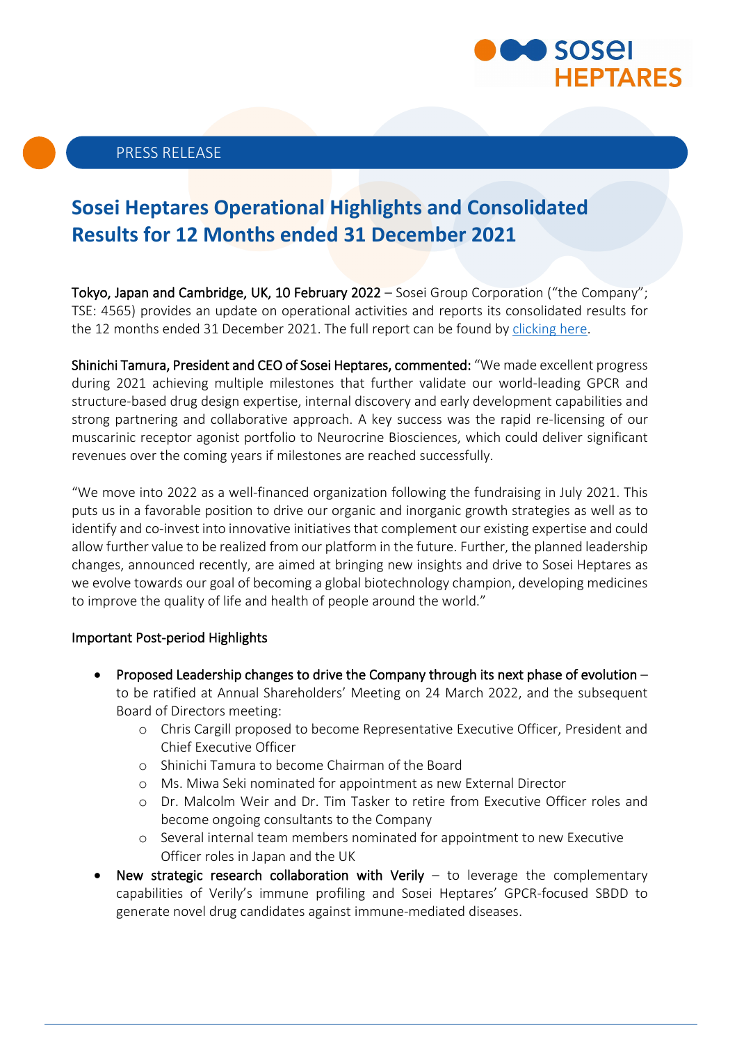PRESS RELEASE

# Sosei Heptares Operational Highlights and Consolidated Results for 12 Months ended 31 December 2021

Tokyo, Japan and Cambridge, UK, 10 February 2022 – Sosei Group Corporation ("the Company"; TSE: 4565) provides an update on operational activities and reports its consolidated results for the 12 months ended 31 December 2021. The full report can be found by clicking here.

**Shinichi Tamura, President and CEO of Sosei Heptares, commented:** "We made excellent progress during 2021 achieving multiple milestones that further validate our world-leading GPCR and structure-based drug design expertise, internal discovery and early development capabilities and strong partnering and collaborative approach. A key success was the rapid re-licensing of our muscarinic receptor agonist portfolio to Neurocrine Biosciences, which could deliver significant revenues over the coming years if milestones are reached successfully.

"We move into 2022 as a well-financed organization following the fundraising in July 2021. This puts us in a favorable position to drive our organic and inorganic growth strategies as well as to identify and co-invest into innovative initiatives that complement our existing expertise and could allow further value to be realized from our platform in the future. Further, the planned leadership changes, announced recently, are aimed at bringing new insights and drive to Sosei Heptares as we evolve towards our goal of becoming a global biotechnology champion, developing medicines to improve the quality of life and health of people around the world."

## Important Post-period Highlights

- **Proposed Leadership changes to drive the Company through its next phase of evolution** – to be ratified at Annual Shareholders' Meeting on 24 March 2022, and the subsequent Board of Directors meeting:
  - Chris Cargill proposed to become Representative Executive Officer, President and Chief Executive Officer
  - Shinichi Tamura to become Chairman of the Board
  - Ms. Miwa Seki nominated for appointment as new External Director
  - Dr. Malcolm Weir and Dr. Tim Tasker to retire from Executive Officer roles and become ongoing consultants to the Company
  - Several internal team members nominated for appointment to new Executive Officer roles in Japan and the UK
- **New strategic research collaboration with Verily** – to leverage the complementary capabilities of Verily's immune profiling and Sosei Heptares' GPCR-focused SBDD to generate novel drug candidates against immune-mediated diseases.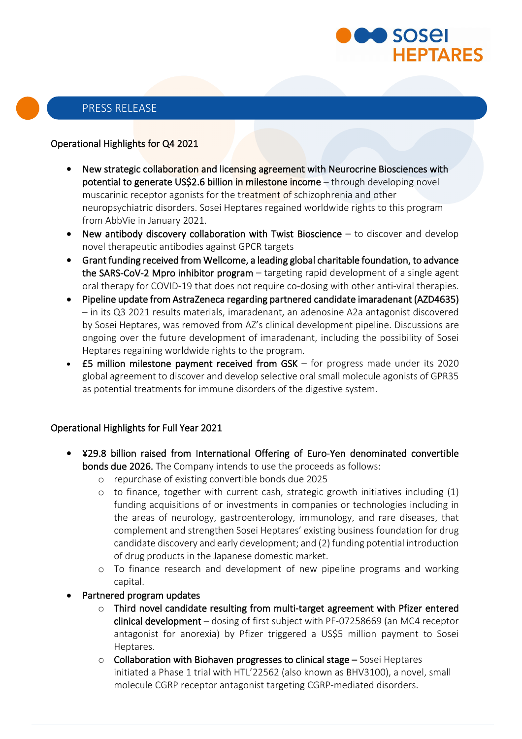## PRESS RELEASE

### Operational Highlights for Q4 2021

- **New strategic collaboration and licensing agreement with Neurocrine Biosciences with potential to generate US$2.6 billion in milestone income** – through developing novel muscarinic receptor agonists for the treatment of schizophrenia and other neuropsychiatric disorders. Sosei Heptares regained worldwide rights to this program from AbbVie in January 2021.
- **New antibody discovery collaboration with Twist Bioscience** – to discover and develop novel therapeutic antibodies against GPCR targets
- **Grant funding received from Wellcome, a leading global charitable foundation, to advance the SARS-CoV-2 Mpro inhibitor program** – targeting rapid development of a single agent oral therapy for COVID-19 that does not require co-dosing with other anti-viral therapies.
- **Pipeline update from AstraZeneca regarding partnered candidate imaradenant (AZD4635)** – in its Q3 2021 results materials, imaradenant, an adenosine A2a antagonist discovered by Sosei Heptares, was removed from AZ's clinical development pipeline. Discussions are ongoing over the future development of imaradenant, including the possibility of Sosei Heptares regaining worldwide rights to the program.
- **£5 million milestone payment received from GSK** – for progress made under its 2020 global agreement to discover and develop selective oral small molecule agonists of GPR35 as potential treatments for immune disorders of the digestive system.

### Operational Highlights for Full Year 2021

- **¥29.8 billion raised from International Offering of Euro-Yen denominated convertible bonds due 2026.** The Company intends to use the proceeds as follows:
    - repurchase of existing convertible bonds due 2025
    - to finance, together with current cash, strategic growth initiatives including (1) funding acquisitions of or investments in companies or technologies including in the areas of neurology, gastroenterology, immunology, and rare diseases, that complement and strengthen Sosei Heptares' existing business foundation for drug candidate discovery and early development; and (2) funding potential introduction of drug products in the Japanese domestic market.
    - To finance research and development of new pipeline programs and working capital.
- **Partnered program updates**
    - **Third novel candidate resulting from multi-target agreement with Pfizer entered clinical development** – dosing of first subject with PF-07258669 (an MC4 receptor antagonist for anorexia) by Pfizer triggered a US$5 million payment to Sosei Heptares.
    - **Collaboration with Biohaven progresses to clinical stage** – Sosei Heptares initiated a Phase 1 trial with HTL'22562 (also known as BHV3100), a novel, small molecule CGRP receptor antagonist targeting CGRP-mediated disorders.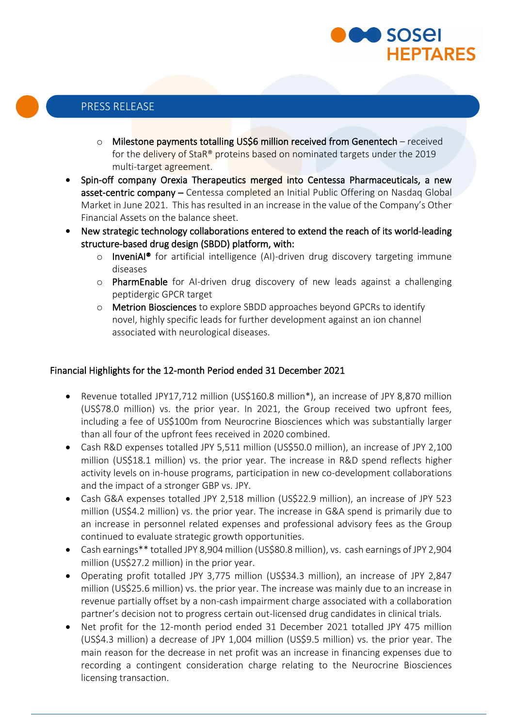- **Milestone payments totalling US$6 million received from Genentech** – received for the delivery of StaR® proteins based on nominated targets under the 2019 multi-target agreement.
- **Spin-off company Orexia Therapeutics merged into Centessa Pharmaceuticals, a new asset-centric company –** Centessa completed an Initial Public Offering on Nasdaq Global Market in June 2021. This has resulted in an increase in the value of the Company's Other Financial Assets on the balance sheet.
- **New strategic technology collaborations entered to extend the reach of its world-leading structure-based drug design (SBDD) platform, with:**
  - **InveniAI®** for artificial intelligence (AI)-driven drug discovery targeting immune diseases
  - **PharmEnable** for AI-driven drug discovery of new leads against a challenging peptidergic GPCR target
  - **Metrion Biosciences** to explore SBDD approaches beyond GPCRs to identify novel, highly specific leads for further development against an ion channel associated with neurological diseases.

## Financial Highlights for the 12-month Period ended 31 December 2021

- Revenue totalled JPY17,712 million (US$160.8 million*), an increase of JPY 8,870 million (US$78.0 million) vs. the prior year. In 2021, the Group received two upfront fees, including a fee of US$100m from Neurocrine Biosciences which was substantially larger than all four of the upfront fees received in 2020 combined.
- Cash R&D expenses totalled JPY 5,511 million (US$50.0 million), an increase of JPY 2,100 million (US$18.1 million) vs. the prior year. The increase in R&D spend reflects higher activity levels on in-house programs, participation in new co-development collaborations and the impact of a stronger GBP vs. JPY.
- Cash G&A expenses totalled JPY 2,518 million (US$22.9 million), an increase of JPY 523 million (US$4.2 million) vs. the prior year. The increase in G&A spend is primarily due to an increase in personnel related expenses and professional advisory fees as the Group continued to evaluate strategic growth opportunities.
- Cash earnings** totalled JPY 8,904 million (US$80.8 million), vs. cash earnings of JPY 2,904 million (US$27.2 million) in the prior year.
- Operating profit totalled JPY 3,775 million (US$34.3 million), an increase of JPY 2,847 million (US$25.6 million) vs. the prior year. The increase was mainly due to an increase in revenue partially offset by a non-cash impairment charge associated with a collaboration partner's decision not to progress certain out-licensed drug candidates in clinical trials.
- Net profit for the 12-month period ended 31 December 2021 totalled JPY 475 million (US$4.3 million) a decrease of JPY 1,004 million (US$9.5 million) vs. the prior year. The main reason for the decrease in net profit was an increase in financing expenses due to recording a contingent consideration charge relating to the Neurocrine Biosciences licensing transaction.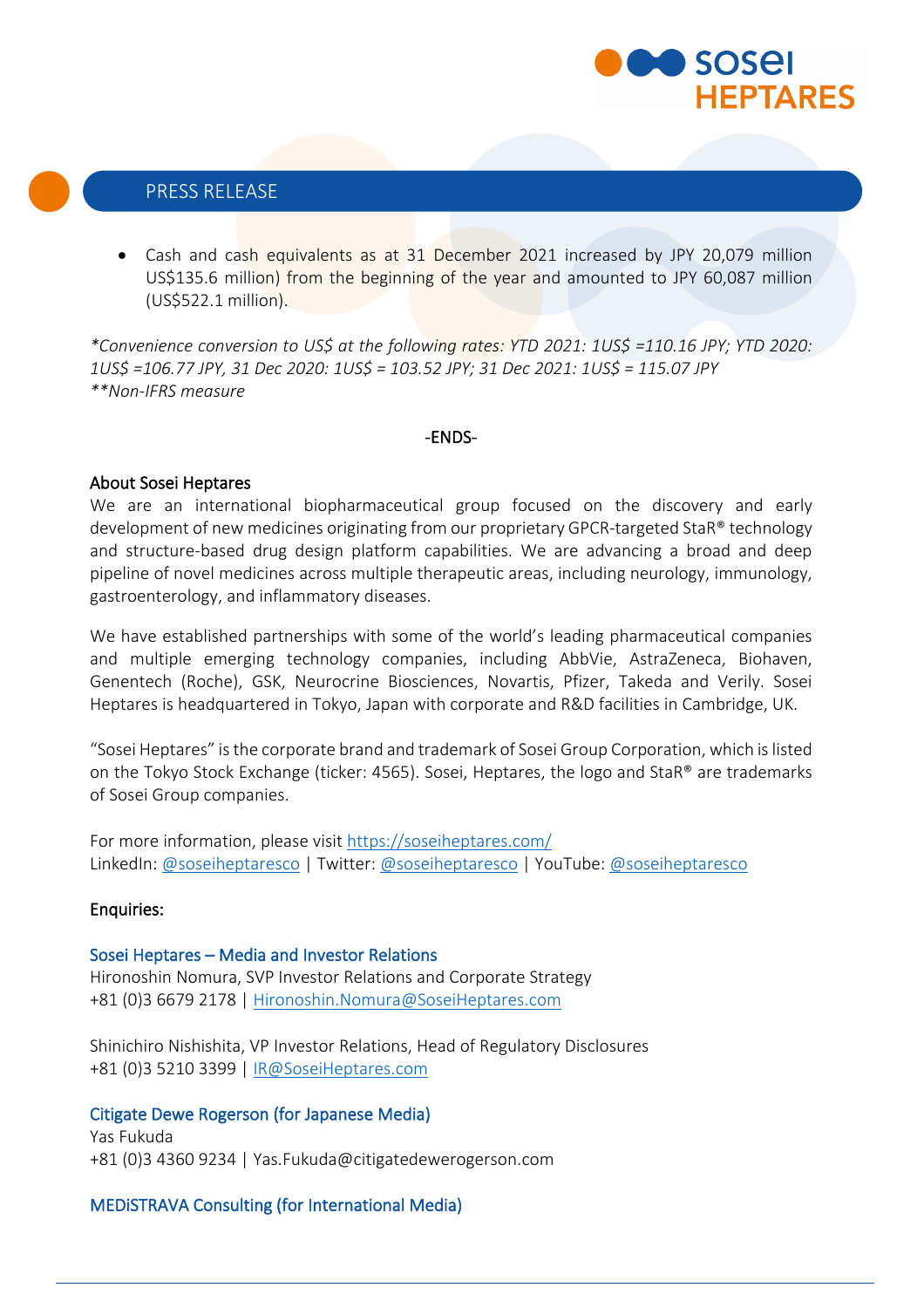- Cash and cash equivalents as at 31 December 2021 increased by JPY 20,079 million US$135.6 million) from the beginning of the year and amounted to JPY 60,087 million (US$522.1 million).

*\*Convenience conversion to US$ at the following rates: YTD 2021: 1US$ =110.16 JPY; YTD 2020: 1US$ =106.77 JPY, 31 Dec 2020: 1US$ = 103.52 JPY; 31 Dec 2021: 1US$ = 115.07 JPY*
*\*\*Non-IFRS measure*

-ENDS-

**About Sosei Heptares**
We are an international biopharmaceutical group focused on the discovery and early development of new medicines originating from our proprietary GPCR-targeted StaR® technology and structure-based drug design platform capabilities. We are advancing a broad and deep pipeline of novel medicines across multiple therapeutic areas, including neurology, immunology, gastroenterology, and inflammatory diseases.

We have established partnerships with some of the world's leading pharmaceutical companies and multiple emerging technology companies, including AbbVie, AstraZeneca, Biohaven, Genentech (Roche), GSK, Neurocrine Biosciences, Novartis, Pfizer, Takeda and Verily. Sosei Heptares is headquartered in Tokyo, Japan with corporate and R&D facilities in Cambridge, UK.

"Sosei Heptares" is the corporate brand and trademark of Sosei Group Corporation, which is listed on the Tokyo Stock Exchange (ticker: 4565). Sosei, Heptares, the logo and StaR® are trademarks of Sosei Group companies.

For more information, please visit https://soseiheptares.com/
LinkedIn: @soseiheptaresco | Twitter: @soseiheptaresco | YouTube: @soseiheptaresco

**Enquiries:**

**Sosei Heptares – Media and Investor Relations**
Hironoshin Nomura, SVP Investor Relations and Corporate Strategy
+81 (0)3 6679 2178 | Hironoshin.Nomura@SoseiHeptares.com

Shinichiro Nishishita, VP Investor Relations, Head of Regulatory Disclosures
+81 (0)3 5210 3399 | IR@SoseiHeptares.com

**Citigate Dewe Rogerson (for Japanese Media)**
Yas Fukuda
+81 (0)3 4360 9234 | Yas.Fukuda@citigatedewerogerson.com

**MEDiSTRAVA Consulting (for International Media)**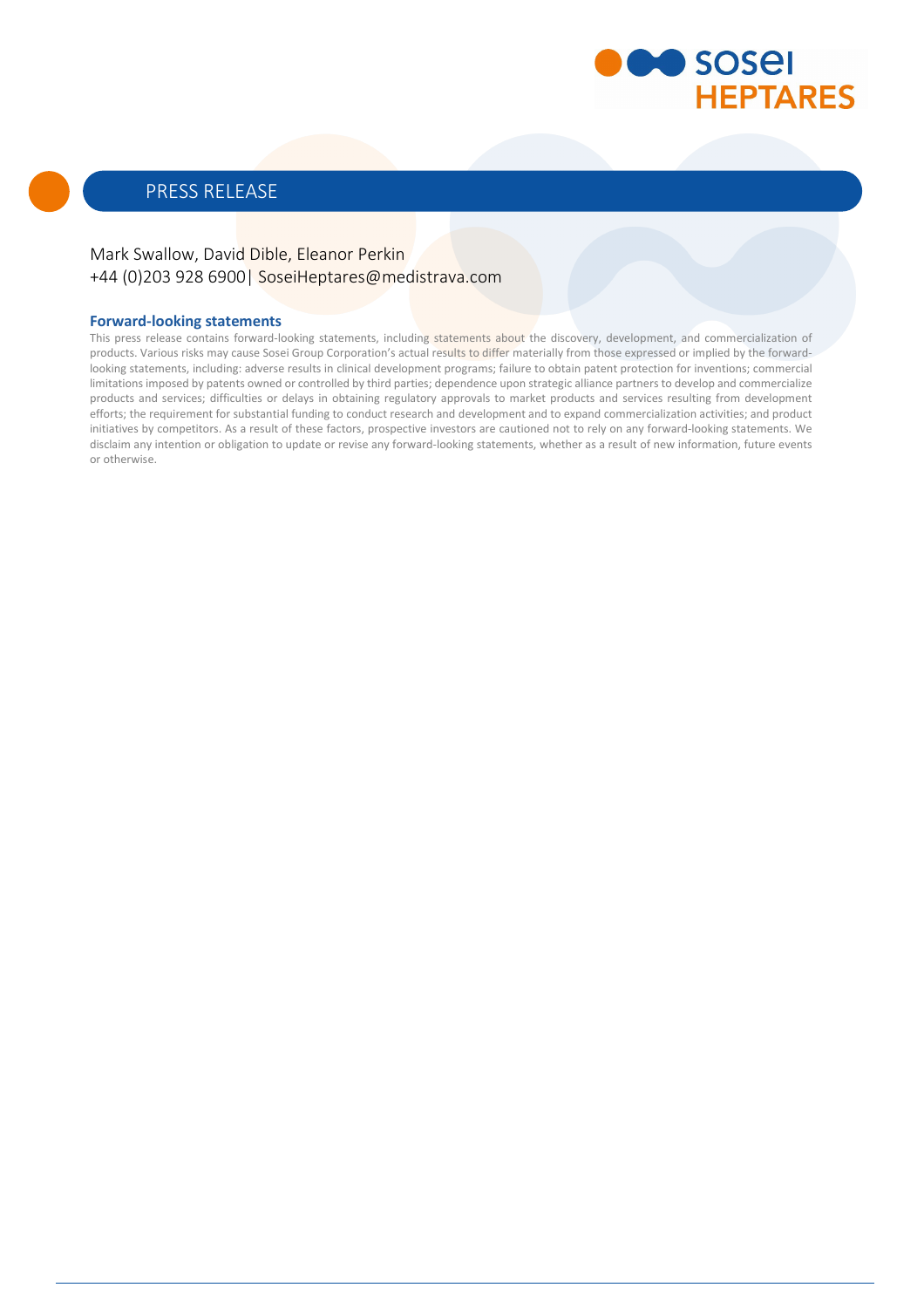Mark Swallow, David Dible, Eleanor Perkin
+44 (0)203 928 6900| SoseiHeptares@medistrava.com

### Forward-looking statements

This press release contains forward-looking statements, including statements about the discovery, development, and commercialization of products. Various risks may cause Sosei Group Corporation's actual results to differ materially from those expressed or implied by the forward-looking statements, including: adverse results in clinical development programs; failure to obtain patent protection for inventions; commercial limitations imposed by patents owned or controlled by third parties; dependence upon strategic alliance partners to develop and commercialize products and services; difficulties or delays in obtaining regulatory approvals to market products and services resulting from development efforts; the requirement for substantial funding to conduct research and development and to expand commercialization activities; and product initiatives by competitors. As a result of these factors, prospective investors are cautioned not to rely on any forward-looking statements. We disclaim any intention or obligation to update or revise any forward-looking statements, whether as a result of new information, future events or otherwise.